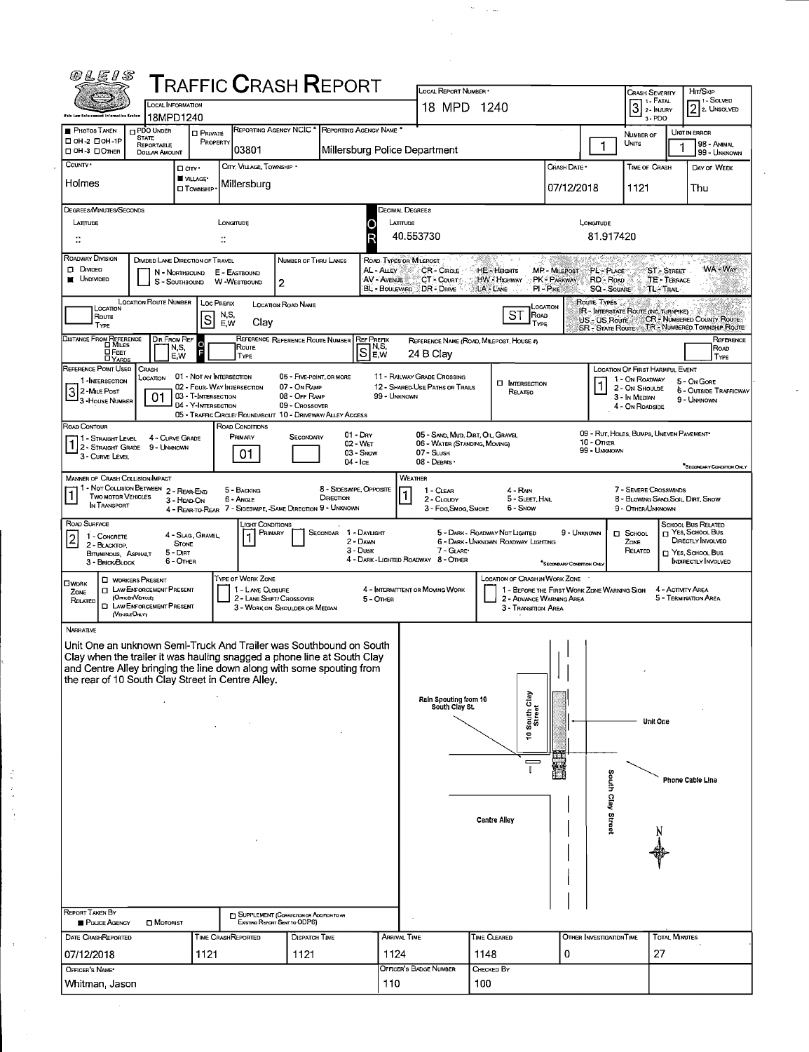# Traffic Crash Report

OLEIS

| Field | Value |
|---|---|
| Local Information | 18MPD1240 |
| Local Report Number | 18 MPD 1240 |
| Crash Severity (1 - Fatal, 2 - Injury, 3 - PDO) | 3 |
| Hit/Skip (1 - Solved, 2 - Unsolved) | 2 |
| Photos Taken | ☐ OH-2 ☐ OH-1P ☐ OH-3 ☐ Other |
| PDO Under State Reportable Dollar Amount | ☐ |
| Private Property | ☐ |
| Reporting Agency NCIC | 03801 |
| Reporting Agency Name | Millersburg Police Department |
| Number of Units | 1 |
| Unit in Error (98 - Animal, 99 - Unknown) | 1 |
| County | Holmes |
| City, Village, Township | ■ Village: Millersburg |
| Crash Date | 07/12/2018 |
| Time of Crash | 1121 |
| Day of Week | Thu |

**Degrees/Minutes/Seconds**
Latitude: :: Longitude: ::

**Decimal Degrees**
Latitude: 40.553730 Longitude: 81.917420

## Roadway

| Field | Value |
|---|---|
| Roadway Division | ■ Undivided |
| Divided Lane Direction of Travel | N - Northbound, S - Southbound, E - Eastbound, W - Westbound |
| Number of Thru Lanes | 2 |
| Road Types or Milepost | AL - Alley, AV - Avenue, BL - Boulevard, CR - Circle, CT - Court, DR - Drive, HE - Heights, HW - Highway, LA - Lane, MP - Milepost, PK - Parkway, PI - Pike, PL - Place, RD - Road, SQ - Square, ST - Street, TE - Terrace, TL - Trail, WA - Way |
| Location Route Number | |
| Loc Prefix | S |
| Location Road Name | Clay |
| Location Road Type | ST |
| Route Types | IR - Interstate Route (Inc. Turnpike), US - US Route, SR - State Route, CR - Numbered County Route, TR - Numbered Township Route |
| Distance From Reference | ☐ Miles ☐ Feet ☐ Yards |
| Dir From Ref | OF |
| Reference Route Type / Reference Route Number | |
| Ref Prefix | S |
| Reference Name (Road, Milepost, House #) | 24 B Clay |
| Reference Point Used (1 - Intersection, 2 - Mile Post, 3 - House Number) | 3 |
| Crash Location | 01 |
| Intersection Related | ☐ |
| Location of First Harmful Event | 1 |

Crash Location codes: 01 - Not an Intersection, 02 - Four-Way Intersection, 03 - T-Intersection, 04 - Y-Intersection, 05 - Traffic Circle/Roundabout, 06 - Five-Point, or More, 07 - On Ramp, 08 - Off Ramp, 09 - Crossover, 10 - Driveway/Alley Access, 11 - Railway Grade Crossing, 12 - Shared-Use Paths or Trails, 99 - Unknown

Location of First Harmful Event: 1 - On Roadway, 2 - On Shoulde, 3 - In Median, 4 - On Roadside, 5 - On Gore, 6 - Outside Trafficway, 9 - Unknown

## Conditions

| Field | Value |
|---|---|
| Road Contour (1 - Straight Level, 2 - Straight Grade, 3 - Curve Level, 4 - Curve Grade, 9 - Unknown) | 1 |
| Road Conditions Primary | 01 |
| Road Conditions Secondary | |
| Manner of Crash Collision/Impact | 1 |
| Weather | 1 |
| Road Surface | 2 |
| Light Conditions Primary | 1 |
| Light Conditions Secondary | |
| School Zone Related | ☐ |
| School Bus Related | ☐ Yes, School Bus Directly Involved ☐ Yes, School Bus Indirectly Involved |

Road Conditions: 01 - Dry, 02 - Wet, 03 - Snow, 04 - Ice, 05 - Sand, Mud, Dirt, Oil, Gravel, 06 - Water (Standing, Moving), 07 - Slush, 08 - Debris*, 09 - Rut, Holes, Bumps, Uneven Pavement*, 10 - Other, 99 - Unknown (*Secondary Condition Only)

Manner of Crash: 1 - Not Collision Between Two Motor Vehicles in Transport, 2 - Rear-End, 3 - Head-On, 4 - Rear-to-Rear, 5 - Backing, 6 - Angle, 7 - Sideswipe, Same Direction, 8 - Sideswipe, Opposite Direction, 9 - Unknown

Weather: 1 - Clear, 2 - Cloudy, 3 - Fog, Smog, Smoke, 4 - Rain, 5 - Sleet, Hail, 6 - Snow, 7 - Severe Crosswinds, 8 - Blowing Sand, Soil, Dirt, Snow, 9 - Other/Unknown

Road Surface: 1 - Concrete, 2 - Blacktop, Bituminous, Asphalt, 3 - Brick/Block, 4 - Slag, Gravel, Stone, 5 - Dirt, 6 - Other

Light Conditions: 1 - Daylight, 2 - Dawn, 3 - Dusk, 4 - Dark - Lighted Roadway, 5 - Dark - Roadway Not Lighted, 6 - Dark - Unknown Roadway Lighting, 7 - Glare*, 8 - Other, 9 - Unknown (*Secondary Condition Only)

## Work Zone

☐ Work Zone Related ☐ Workers Present ☐ Law Enforcement Present (Officer/Vehicle) ☐ Law Enforcement Present (Vehicle Only)

Type of Work Zone: 1 - Lane Closure, 2 - Lane Shift/Crossover, 3 - Work on Shoulder or Median, 4 - Intermittent or Moving Work, 5 - Other

Location of Crash in Work Zone: 1 - Before the First Work Zone Warning Sign, 2 - Advance Warning Area, 3 - Transition Area, 4 - Activity Area, 5 - Termination Area

## Narrative

Unit One an unknown Semi-Truck And Trailer was Southbound on South Clay when the trailer it was hauling snagged a phone line at South Clay and Centre Alley bringing the line down along with some spouting from the rear of 10 South Clay Street in Centre Alley.

Diagram labels: Rain Spouting from 10 South Clay St. / 10 South Clay Street / Unit One / Phone Cable Line / South Clay Street / Centre Alley / N

## Report Information

Report Taken By: ■ Police Agency ☐ Motorist

☐ Supplement (Correction or Addition to an Existing Report Sent to ODPS)

| Date Crash Reported | Time Crash Reported | Dispatch Time | Arrival Time | Time Cleared | Other Investigation Time | Total Minutes |
|---|---|---|---|---|---|---|
| 07/12/2018 | 1121 | 1121 | 1124 | 1148 | 0 | 27 |

| Officer's Name | Officer's Badge Number | Checked By |
|---|---|---|
| Whitman, Jason | 110 | 100 |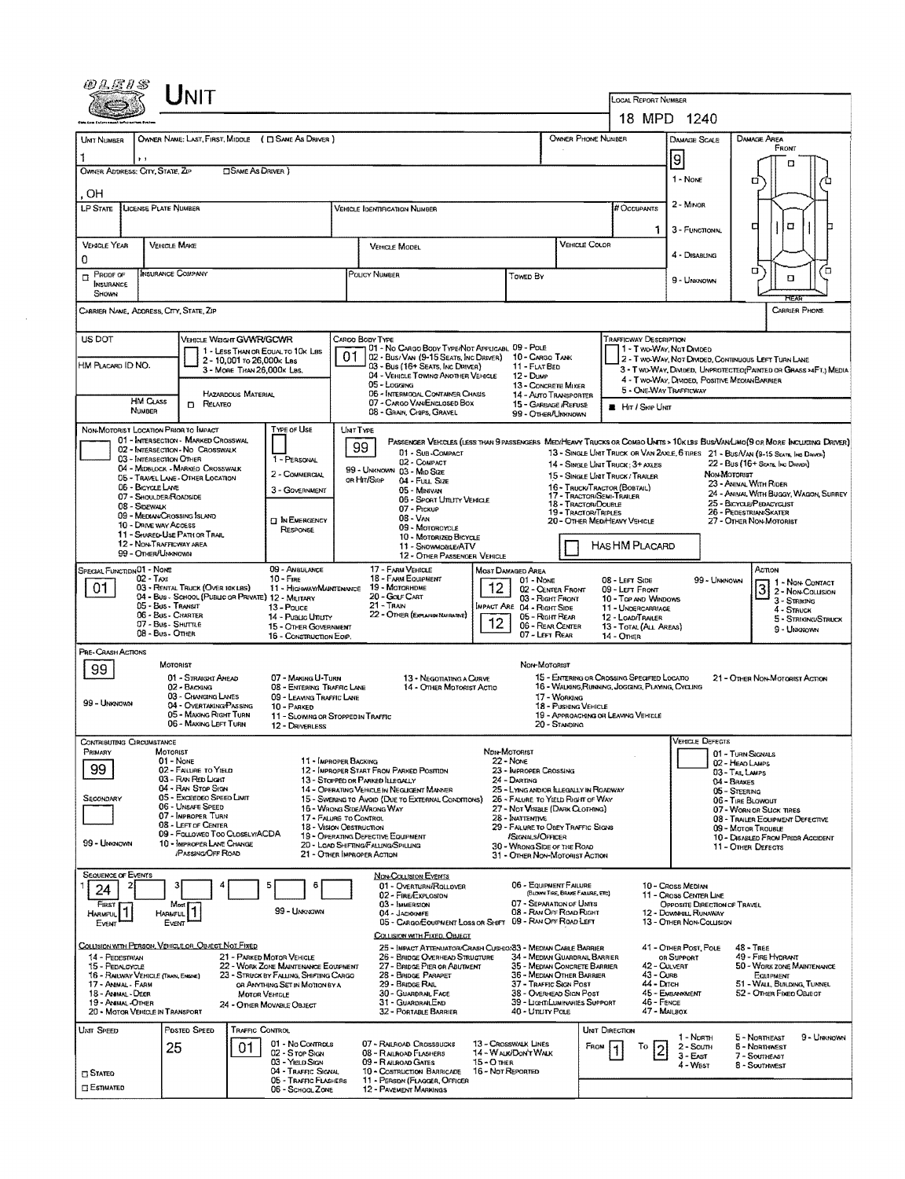# UNIT

**LOCAL REPORT NUMBER:** 18 MPD 1240

| Field | Value |
|---|---|
| UNIT NUMBER | 1 |
| OWNER NAME: LAST, FIRST, MIDDLE ( ☐ SAME AS DRIVER ) | |
| OWNER PHONE NUMBER | |
| OWNER ADDRESS: CITY, STATE, ZIP ( ☐ SAME AS DRIVER ) | , OH |
| LP STATE | |
| LICENSE PLATE NUMBER | |
| VEHICLE IDENTIFICATION NUMBER | |
| # OCCUPANTS | 1 |
| VEHICLE YEAR | 0 |
| VEHICLE MAKE | |
| VEHICLE MODEL | |
| VEHICLE COLOR | |
| ☐ PROOF OF INSURANCE SHOWN | |
| INSURANCE COMPANY | |
| POLICY NUMBER | |
| TOWED BY | |
| CARRIER NAME, ADDRESS, CITY, STATE, ZIP | |
| CARRIER PHONE | |

**DAMAGE SCALE:** 9
1 - NONE
2 - MINOR
3 - FUNCTIONAL
4 - DISABLING
9 - UNKNOWN

**DAMAGE AREA:** FRONT / REAR

US DOT | HM PLACARD ID NO. | HM CLASS NUMBER | ☐ HAZARDOUS MATERIAL RELATED

**VEHICLE WEIGHT GVWR/GCWR**
1 - LESS THAN OR EQUAL TO 10K LBS
2 - 10,001 TO 26,000K LBS
3 - MORE THAN 26,000K LBS.

**CARGO BODY TYPE:** 01
01 - NO CARGO BODY TYPE/NOT APPLICABL
02 - BUS/VAN (9-15 SEATS, INC DRIVER)
03 - BUS (16+ SEATS, INC DRIVER)
04 - VEHICLE TOWING ANOTHER VEHICLE
05 - LOGGING
06 - INTERMODAL CONTAINER CHASIS
07 - CARGO VAN/ENCLOSED BOX
08 - GRAIN, CHIPS, GRAVEL
09 - POLE
10 - CARGO TANK
11 - FLAT BED
12 - DUMP
13 - CONCRETE MIXER
14 - AUTO TRANSPORTER
15 - GARBAGE/REFUSE
99 - OTHER/UNKNOWN

**TRAFFICWAY DESCRIPTION**
1 - TWO-WAY, NOT DIVIDED
2 - TWO-WAY, NOT DIVIDED, CONTINUOUS LEFT TURN LANE
3 - TWO-WAY, DIVIDED, UNPROTECTED(PAINTED OR GRASS >4FT.) MEDIA
4 - TWO-WAY, DIVIDED, POSITIVE MEDIAN BARRIER
5 - ONE-WAY TRAFFICWAY
■ HIT / SKIP UNIT

**NON-MOTORIST LOCATION PRIOR TO IMPACT**
01 - INTERSECTION - MARKED CROSSWAL
02 - INTERSECTION - NO CROSSWALK
03 - INTERSECTION OTHER
04 - MIDBLOCK - MARKED CROSSWALK
05 - TRAVEL LANE - OTHER LOCATION
06 - BICYCLE LANE
07 - SHOULDER/ROADSIDE
08 - SIDEWALK
09 - MEDIAN/CROSSING ISLAND
10 - DRIVE WAY ACCESS
11 - SHARED-USE PATH OR TRAIL
12 - NON-TRAFFICWAY AREA
99 - OTHER/UNKNOWN

**TYPE OF USE**
1 - PERSONAL
2 - COMMERCIAL
3 - GOVERNMENT
☐ IN EMERGENCY RESPONSE

**UNIT TYPE:** 99
PASSENGER VEHICLES (LESS THAN 9 PASSENGERS MED/HEAVY TRUCKS OR COMBO UNITS > 10K LBS BUS/VAN/LIMO(9 OR MORE INCLUDING DRIVER)
01 - SUB-COMPACT
02 - COMPACT
99 - UNKNOWN 03 - MID SIZE
OR HIT/SKIP 04 - FULL SIZE
05 - MINIVAN
06 - SPORT UTILITY VEHICLE
07 - PICKUP
08 - VAN
09 - MOTORCYCLE
10 - MOTORIZED BICYCLE
11 - SNOWMOBILE/ATV
12 - OTHER PASSENGER VEHICLE
13 - SINGLE UNIT TRUCK OR VAN 2AXLE, 6 TIRES
14 - SINGLE UNIT TRUCK; 3+ AXLES
15 - SINGLE UNIT TRUCK / TRAILER
16 - TRUCK/TRACTOR (BOBTAIL)
17 - TRACTOR/SEMI-TRAILER
18 - TRACTOR/DOUBLE
19 - TRACTOR/TRIPLES
20 - OTHER MED/HEAVY VEHICLE
21 - BUS/VAN (9-15 SEATS, INC DRIVER)
22 - BUS (16+ SEATS, INC DRIVER)
NON-MOTORIST
23 - ANIMAL WITH RIDER
24 - ANIMAL WITH BUGGY, WAGON, SURREY
25 - BICYCLE/PEDACYCLIST
26 - PEDESTRIAN/SKATER
27 - OTHER NON-MOTORIST
☐ HAS HM PLACARD

**SPECIAL FUNCTION:** 01
01 - NONE
02 - TAXI
03 - RENTAL TRUCK (OVER 10K LBS)
04 - BUS - SCHOOL (PUBLIC OR PRIVATE)
05 - BUS - TRANSIT
06 - BUS - CHARTER
07 - BUS - SHUTTLE
08 - BUS - OTHER
09 - AMBULANCE
10 - FIRE
11 - HIGHWAY/MAINTENANCE
12 - MILITARY
13 - POLICE
14 - PUBLIC UTILITY
15 - OTHER GOVERNMENT
16 - CONSTRUCTION EQIP.
17 - FARM VEHICLE
18 - FARM EQUIPMENT
19 - MOTORHOME
20 - GOLF CART
21 - TRAIN
22 - OTHER (EXPLAIN IN NARRATIVE)

**MOST DAMAGED AREA:** 12
**IMPACT ARE:** 12
01 - NONE
02 - CENTER FRONT
03 - RIGHT FRONT
04 - RIGHT SIDE
05 - RIGHT REAR
06 - REAR CENTER
07 - LEFT REAR
08 - LEFT SIDE
09 - LEFT FRONT
10 - TOP AND WINDOWS
11 - UNDERCARRIAGE
12 - LOAD/TRAILER
13 - TOTAL (ALL AREAS)
14 - OTHER
99 - UNKNOWN

**ACTION:** 3
1 - NON-CONTACT
2 - NON-COLLISION
3 - STRIKING
4 - STRUCK
5 - STRIKING/STRUCK
9 - UNKNOWN

**PRE-CRASH ACTIONS:** 99
MOTORIST
01 - STRAIGHT AHEAD
02 - BACKING
03 - CHANGING LANES
04 - OVERTAKING/PASSING
05 - MAKING RIGHT TURN
06 - MAKING LEFT TURN
07 - MAKING U-TURN
08 - ENTERING TRAFFIC LANE
09 - LEAVING TRAFFIC LANE
10 - PARKED
11 - SLOWING OR STOPPED IN TRAFFIC
12 - DRIVERLESS
13 - NEGOTIATING A CURVE
14 - OTHER MOTORIST ACTIO
99 - UNKNOWN
NON-MOTORIST
15 - ENTERING OR CROSSING SPECIFIED LOCATIO
16 - WALKING,RUNNING, JOGGING, PLAYING, CYCLING
17 - WORKING
18 - PUSHING VEHICLE
19 - APPROACHING OR LEAVING VEHICLE
20 - STANDING
21 - OTHER NON-MOTORIST ACTION

**CONTRIBUTING CIRCUMSTANCE**
PRIMARY: 99
SECONDARY:
99 - UNKNOWN
MOTORIST
01 - NONE
02 - FAILURE TO YIELD
03 - RAN RED LIGHT
04 - RAN STOP SIGN
05 - EXCEEDED SPEED LIMIT
06 - UNSAFE SPEED
07 - IMPROPER TURN
08 - LEFT OF CENTER
09 - FOLLOWED TOO CLOSELY/ACDA
10 - IMPROPER LANE CHANGE /PASSING/OFF ROAD
11 - IMPROPER BACKING
12 - IMPROPER START FROM PARKED POSITION
13 - STOPPED OR PARKED ILLEGALLY
14 - OPERATING VEHICLE IN NEGLIGENT MANNER
15 - SWERING TO AVOID (DUE TO EXTERNAL CONDITIONS)
16 - WRONG SIDE/WRONG WAY
17 - FALURE TO CONTROL
18 - VISION OBSTRUCTION
19 - OPERATING DEFECTIVE EQUIPMENT
20 - LOAD SHIFTING/FALLING/SPILLING
21 - OTHER IMPROPER ACTION
NON-MOTORIST
22 - NONE
23 - IMPROPER CROSSING
24 - DARTING
25 - LYING AND/OR ILLEGALLY IN ROADWAY
26 - FALURE TO YIELD RIGHT OF WAY
27 - NOT VISIBLE (DARK CLOTHING)
28 - INATTENTIVE
29 - FAILURE TO OBEY TRAFFIC SIGNS /SIGNALS/OFFICER
30 - WRONG SIDE OF THE ROAD
31 - OTHER NON-MOTORIST ACTION

**VEHICLE DEFECTS**
01 - TURN SIGNALS
02 - HEAD LAMPS
03 - TAIL LAMPS
04 - BRAKES
05 - STEERING
06 - TIRE BLOWOUT
07 - WORN OR SLICK TIRES
08 - TRAILER EQUIPMENT DEFECTIVE
09 - MOTOR TROUBLE
10 - DISABLED FROM PRIOR ACCIDENT
11 - OTHER DEFECTS

**SEQUENCE OF EVENTS:** 1: 24 | 2: | 3: | 4: | 5: | 6:
FIRST HARMFUL EVENT: 1
MOST HARMFUL EVENT: 1
99 - UNKNOWN

NON-COLLISION EVENTS
01 - OVERTURN/ROLLOVER
02 - FIRE/EXPLOSION
03 - IMMERSION
04 - JACKKNIFE
05 - CARGO/EQUIPMENT LOSS OR SHIFT
06 - EQUIPMENT FAILURE (BLOWN TIRE, BRAKE FAILURE, ETC)
07 - SEPARATION OF UNITS
08 - RAN OFF ROAD RIGHT
09 - RAN OFF ROAD LEFT
10 - CROSS MEDIAN
11 - CROSS CENTER LINE OPPOSITE DIRECTION OF TRAVEL
12 - DOWNHILL RUNAWAY
13 - OTHER NON-COLLISION

COLLISION WITH PERSON, VEHICLE OR OBJECT NOT FIXED
14 - PEDESTRIAN
15 - PEDALCYCLE
16 - RAILWAY VEHICLE (TRAIN, ENGINE)
17 - ANIMAL - FARM
18 - ANIMAL - DEER
19 - ANIMAL -OTHER
20 - MOTOR VEHICLE IN TRANSPORT
21 - PARKED MOTOR VEHICLE
22 - WORK ZONE MAINTENANCE EQUIPMENT
23 - STRUCK BY FALLING, SHIFTING CARGO OR ANYTHING SET IN MOTION BY A MOTOR VEHICLE
24 - OTHER MOVABLE OBJECT

COLLISION WITH FIXED, OBJECT
25 - IMPACT ATTENUATOR/CRASH CUSHION
26 - BRIDGE OVERHEAD STRUCTURE
27 - BRIDGE PIER OR ABUTMENT
28 - BRIDGE PARAPET
29 - BRIDGE RAIL
30 - GUARDRAIL FACE
31 - GUARDRAILEND
32 - PORTABLE BARRIER
33 - MEDIAN CABLE BARRIER
34 - MEDIAN GUARDRAIL BARRIER
35 - MEDIAN CONCRETE BARRIER
36 - MEDIAN OTHER BARRIER
37 - TRAFFIC SIGN POST
38 - OVERHEAD SIGN POST
39 - LIGHT/LUMINARIES SUPPORT
40 - UTILITY POLE
41 - OTHER POST, POLE OR SUPPORT
42 - CULVERT
43 - CURB
44 - DITCH
45 - EMBANKMENT
46 - FENCE
47 - MAILBOX
48 - TREE
49 - FIRE HYDRANT
50 - WORK ZONE MAINTENANCE EQUIPMENT
51 - WALL, BUILDING, TUNNEL
52 - OTHER FIXED OBJECT

**UNIT SPEED:**
**POSTED SPEED:** 25
☐ STATED
☐ ESTIMATED

**TRAFFIC CONTROL:** 01
01 - NO CONTROLS
02 - STOP SIGN
03 - YIELD SIGN
04 - TRAFFIC SIGNAL
05 - TRAFFIC FLASHERS
06 - SCHOOL ZONE
07 - RAILROAD CROSSBUCKS
08 - RAILROAD FLASHERS
09 - RAILROAD GATES
10 - COSTRUCTION BARRICADE
11 - PERSON (FLAGGER, OFFICER
12 - PAVEMENT MARKINGS
13 - CROSSWALK LINES
14 - WALK/DON'T WALK
15 - OTHER
16 - NOT REPORTED

**UNIT DIRECTION:** FROM 1 TO 2
1 - NORTH
2 - SOUTH
3 - EAST
4 - WEST
5 - NORTHEAST
6 - NORTHWEST
7 - SOUTHEAST
8 - SOUTHWEST
9 - UNKNOWN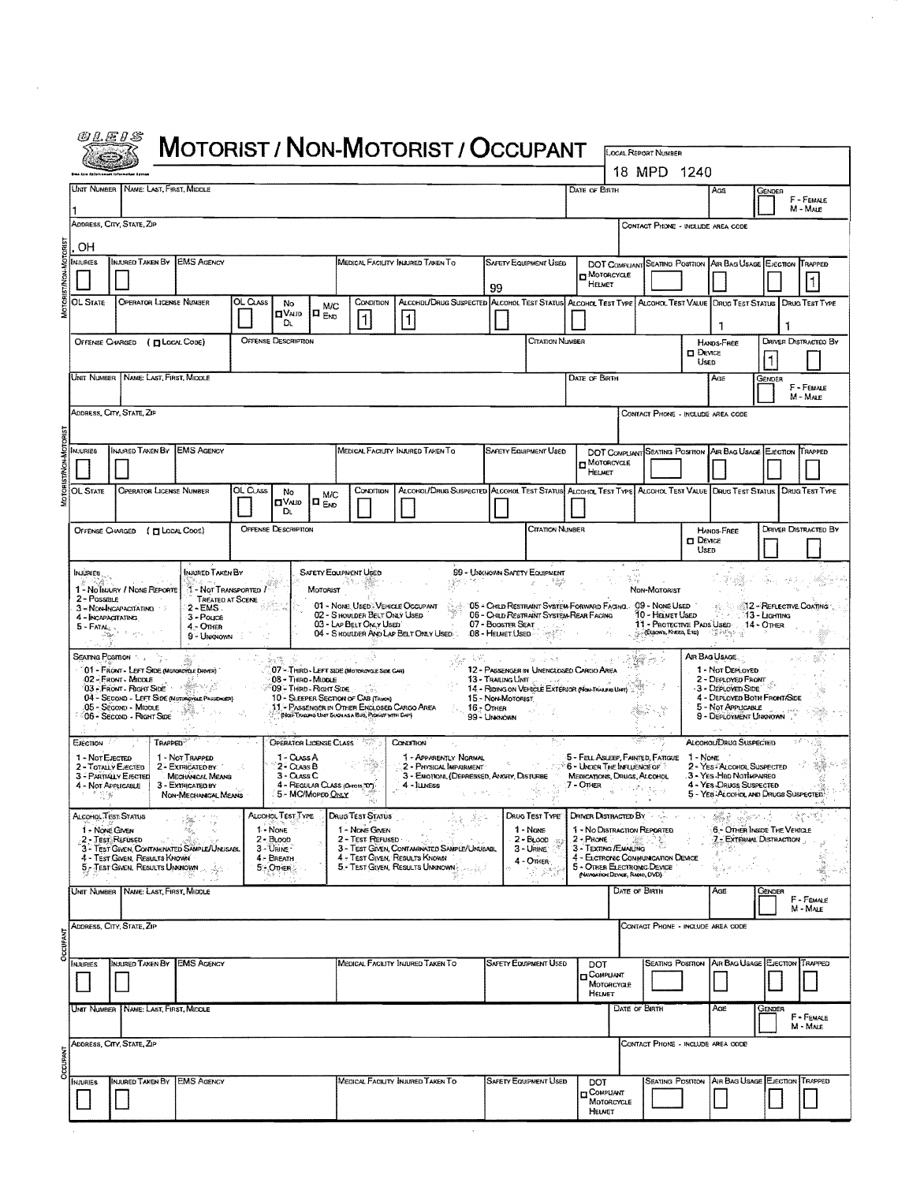# MOTORIST / NON-MOTORIST / OCCUPANT

OLEIS

LOCAL REPORT NUMBER: 18 MPD 1240

## MOTORIST/NON-MOTORIST

| UNIT NUMBER | NAME: LAST, FIRST, MIDDLE | DATE OF BIRTH | AGE | GENDER (F - FEMALE, M - MALE) |
|---|---|---|---|---|
| 1 | | | | |

| ADDRESS, CITY, STATE, ZIP | CONTACT PHONE - INCLUDE AREA CODE |
|---|---|
| , OH | |

| INJURIES | INJURED TAKEN BY | EMS AGENCY | MEDICAL FACILITY INJURED TAKEN TO | SAFETY EQUIPMENT USED | DOT COMPLIANT MOTORCYCLE HELMET | SEATING POSITION | AIR BAG USAGE | EJECTION | TRAPPED |
|---|---|---|---|---|---|---|---|---|---|
| | | | | 99 | | | | | 1 |

| OL STATE | OPERATOR LICENSE NUMBER | OL CLASS | NO VALID DL | M/C END | CONDITION | ALCOHOL/DRUG SUSPECTED | ALCOHOL TEST STATUS | ALCOHOL TEST TYPE | ALCOHOL TEST VALUE | DRUG TEST STATUS | DRUG TEST TYPE |
|---|---|---|---|---|---|---|---|---|---|---|---|
| | | | | | 1 | 1 | | | | 1 | 1 |

| OFFENSE CHARGED ( LOCAL CODE) | OFFENSE DESCRIPTION | CITATION NUMBER | HANDS-FREE DEVICE USED | DRIVER DISTRACTED BY |
|---|---|---|---|---|
| | | | | 1 |

| UNIT NUMBER | NAME: LAST, FIRST, MIDDLE | DATE OF BIRTH | AGE | GENDER (F - FEMALE, M - MALE) |
|---|---|---|---|---|
| | | | | |

| ADDRESS, CITY, STATE, ZIP | CONTACT PHONE - INCLUDE AREA CODE |
|---|---|
| | |

| INJURIES | INJURED TAKEN BY | EMS AGENCY | MEDICAL FACILITY INJURED TAKEN TO | SAFETY EQUIPMENT USED | DOT COMPLIANT MOTORCYCLE HELMET | SEATING POSITION | AIR BAG USAGE | EJECTION | TRAPPED |
|---|---|---|---|---|---|---|---|---|---|
| | | | | | | | | | |

| OL STATE | OPERATOR LICENSE NUMBER | OL CLASS | NO VALID DL | M/C END | CONDITION | ALCOHOL/DRUG SUSPECTED | ALCOHOL TEST STATUS | ALCOHOL TEST TYPE | ALCOHOL TEST VALUE | DRUG TEST STATUS | DRUG TEST TYPE |
|---|---|---|---|---|---|---|---|---|---|---|---|
| | | | | | | | | | | | |

| OFFENSE CHARGED ( LOCAL CODE) | OFFENSE DESCRIPTION | CITATION NUMBER | HANDS-FREE DEVICE USED | DRIVER DISTRACTED BY |
|---|---|---|---|---|
| | | | | |

## Codes

**INJURIES**
1 - NO INJURY / NONE REPORTED
2 - POSSIBLE
3 - NON-INCAPACITATING
4 - INCAPACITATING
5 - FATAL

**INJURED TAKEN BY**
1 - NOT TRANSPORTED / TREATED AT SCENE
2 - EMS
3 - POLICE
4 - OTHER
9 - UNKNOWN

**SAFETY EQUIPMENT USED**
99 - UNKNOWN SAFETY EQUIPMENT

MOTORIST
01 - NONE USED - VEHICLE OCCUPANT
02 - SHOULDER BELT ONLY USED
03 - LAP BELT ONLY USED
04 - SHOULDER AND LAP BELT ONLY USED
05 - CHILD RESTRAINT SYSTEM-FORWARD FACING
06 - CHILD RESTRAINT SYSTEM-REAR FACING
07 - BOOSTER SEAT
08 - HELMET USED

NON-MOTORIST
09 - NONE USED
10 - HELMET USED
11 - PROTECTIVE PADS USED (ELBOWS, KNEES, ETC)
12 - REFLECTIVE COATING
13 - LIGHTING
14 - OTHER

**SEATING POSITION**
01 - FRONT - LEFT SIDE (MOTORCYCLE DRIVER)
02 - FRONT - MIDDLE
03 - FRONT - RIGHT SIDE
04 - SECOND - LEFT SIDE (MOTORCYCLE PASSENGER)
05 - SECOND - MIDDLE
06 - SECOND - RIGHT SIDE
07 - THIRD - LEFT SIDE (MOTORCYCLE SIDE CAR)
08 - THIRD - MIDDLE
09 - THIRD - RIGHT SIDE
10 - SLEEPER SECTION OF CAB (TRUCK)
11 - PASSENGER IN OTHER ENCLOSED CARGO AREA (NON-TRAILING UNIT SUCH AS A BUS, PICKUP WITH CAP)
12 - PASSENGER IN UNENCLOSED CARGO AREA
13 - TRAILING UNIT
14 - RIDING ON VEHICLE EXTERIOR (NON-TRAILING UNIT)
15 - NON-MOTORIST
16 - OTHER
99 - UNKNOWN

**AIR BAG USAGE**
1 - NOT DEPLOYED
2 - DEPLOYED FRONT
3 - DEPLOYED SIDE
4 - DEPLOYED BOTH FRONT/SIDE
5 - NOT APPLICABLE
9 - DEPLOYMENT UNKNOWN

**EJECTION**
1 - NOT EJECTED
2 - TOTALLY EJECTED
3 - PARTIALLY EJECTED
4 - NOT APPLICABLE

**TRAPPED**
1 - NOT TRAPPED
2 - EXTRICATED BY MECHANICAL MEANS
3 - EXTRICATED BY NON-MECHANICAL MEANS

**OPERATOR LICENSE CLASS**
1 - CLASS A
2 - CLASS B
3 - CLASS C
4 - REGULAR CLASS (OHIO'S "D")
5 - MC/MOPED ONLY

**CONDITION**
1 - APPARENTLY NORMAL
2 - PHYSICAL IMPAIRMENT
3 - EMOTIONAL (DEPRESSED, ANGRY, DISTURBED)
4 - ILLNESS
5 - FELL ASLEEP, FAINTED, FATIGUE
6 - UNDER THE INFLUENCE OF MEDICATIONS, DRUGS, ALCOHOL
7 - OTHER

**ALCOHOL/DRUG SUSPECTED**
1 - NONE
2 - YES - ALCOHOL SUSPECTED
3 - YES - HBD NOT IMPAIRED
4 - YES - DRUGS SUSPECTED
5 - YES - ALCOHOL AND DRUGS SUSPECTED

**ALCOHOL TEST STATUS**
1 - NONE GIVEN
2 - TEST REFUSED
3 - TEST GIVEN, CONTAMINATED SAMPLE/UNUSABLE
4 - TEST GIVEN, RESULTS KNOWN
5 - TEST GIVEN, RESULTS UNKNOWN

**ALCOHOL TEST TYPE**
1 - NONE
2 - BLOOD
3 - URINE
4 - BREATH
5 - OTHER

**DRUG TEST STATUS**
1 - NONE GIVEN
2 - TEST REFUSED
3 - TEST GIVEN, CONTAMINATED SAMPLE/UNUSABLE
4 - TEST GIVEN, RESULTS KNOWN
5 - TEST GIVEN, RESULTS UNKNOWN

**DRUG TEST TYPE**
1 - NONE
2 - BLOOD
3 - URINE
4 - OTHER

**DRIVER DISTRACTED BY**
1 - NO DISTRACTION REPORTED
2 - PHONE
3 - TEXTING /EMAILING
4 - ELECTRONIC COMMUNICATION DEVICE
5 - OTHER ELECTRONIC DEVICE (NAVIGATION DEVICE, RADIO, DVD)
6 - OTHER INSIDE THE VEHICLE
7 - EXTERNAL DISTRACTION

## OCCUPANT

| UNIT NUMBER | NAME: LAST, FIRST, MIDDLE | DATE OF BIRTH | AGE | GENDER (F - FEMALE, M - MALE) |
|---|---|---|---|---|
| | | | | |

| ADDRESS, CITY, STATE, ZIP | CONTACT PHONE - INCLUDE AREA CODE |
|---|---|
| | |

| INJURIES | INJURED TAKEN BY | EMS AGENCY | MEDICAL FACILITY INJURED TAKEN TO | SAFETY EQUIPMENT USED | DOT COMPLIANT MOTORCYCLE HELMET | SEATING POSITION | AIR BAG USAGE | EJECTION | TRAPPED |
|---|---|---|---|---|---|---|---|---|---|
| | | | | | | | | | |

| UNIT NUMBER | NAME: LAST, FIRST, MIDDLE | DATE OF BIRTH | AGE | GENDER (F - FEMALE, M - MALE) |
|---|---|---|---|---|
| | | | | |

| ADDRESS, CITY, STATE, ZIP | CONTACT PHONE - INCLUDE AREA CODE |
|---|---|
| | |

| INJURIES | INJURED TAKEN BY | EMS AGENCY | MEDICAL FACILITY INJURED TAKEN TO | SAFETY EQUIPMENT USED | DOT COMPLIANT MOTORCYCLE HELMET | SEATING POSITION | AIR BAG USAGE | EJECTION | TRAPPED |
|---|---|---|---|---|---|---|---|---|---|
| | | | | | | | | | |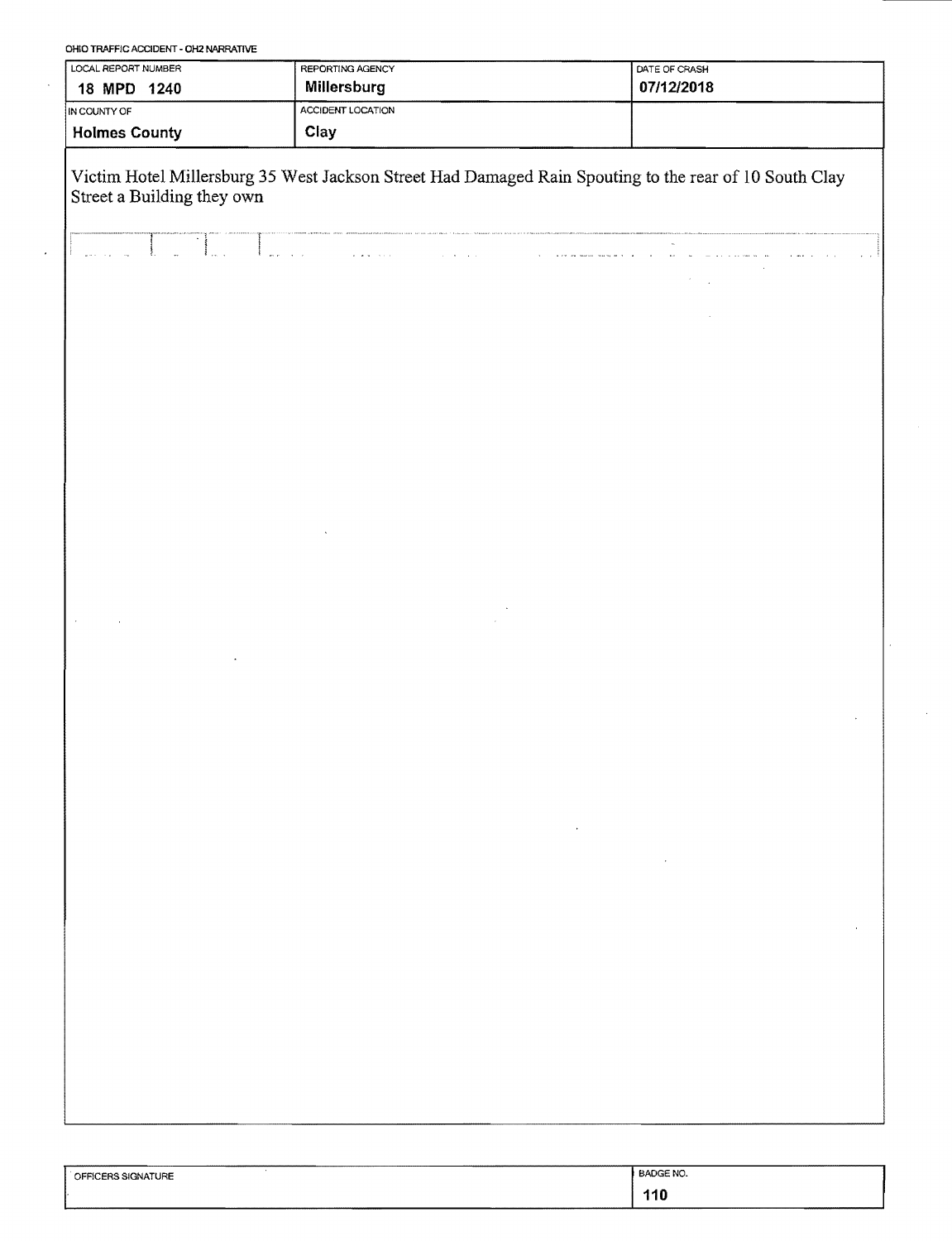OHIO TRAFFIC ACCIDENT - OH2 NARRATIVE

| LOCAL REPORT NUMBER | REPORTING AGENCY | DATE OF CRASH |
| --- | --- | --- |
| 18 MPD 1240 | Millersburg | 07/12/2018 |
| IN COUNTY OF | ACCIDENT LOCATION | |
| Holmes County | Clay | |

Victim Hotel Millersburg 35 West Jackson Street Had Damaged Rain Spouting to the rear of 10 South Clay Street a Building they own

| OFFICERS SIGNATURE | BADGE NO. |
| --- | --- |
| | 110 |